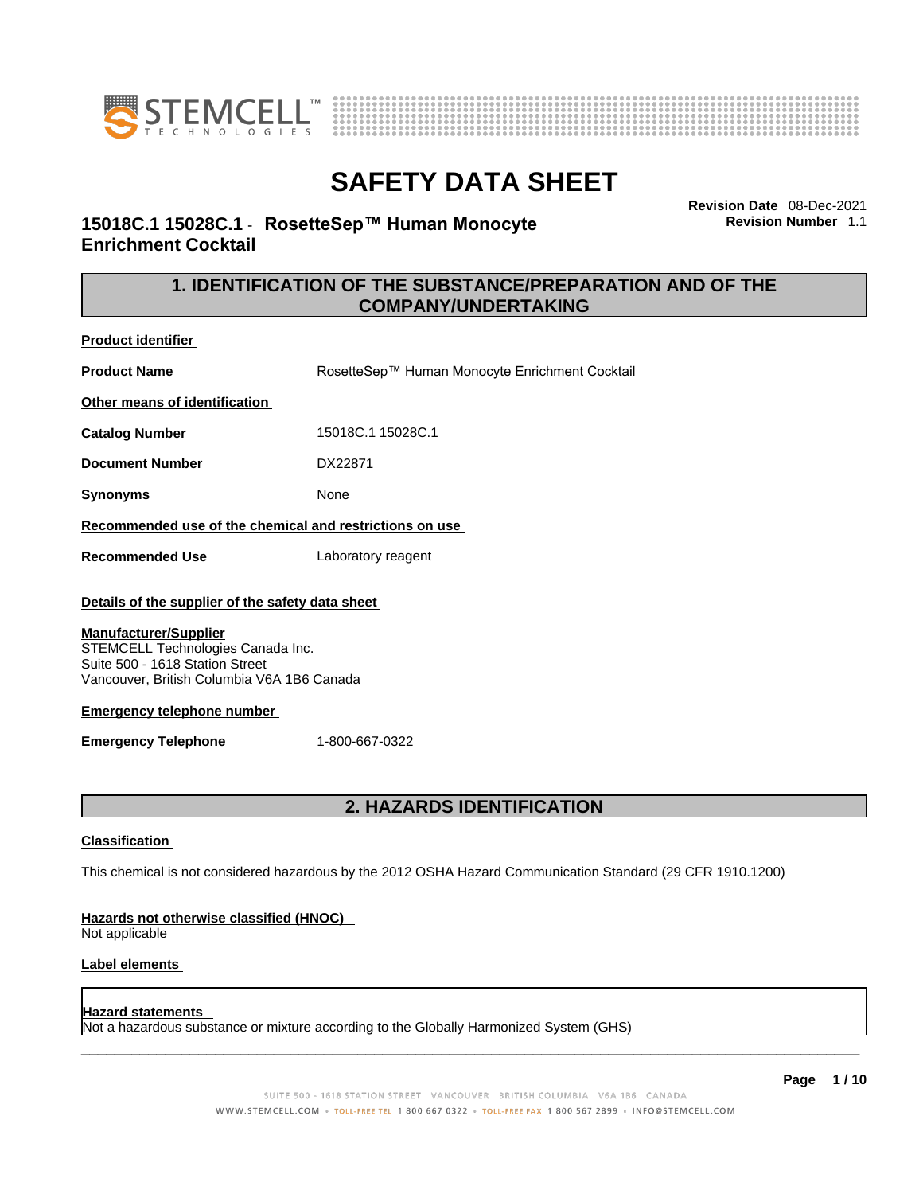# SAFETY DATA SHEET

## 15018C.1 15028C.1 - RosetteSep™ Human Monocyte Enrichment Cocktail

**Revision Date** 08-Dec-2021
**Revision Number** 1.1

## 1. IDENTIFICATION OF THE SUBSTANCE/PREPARATION AND OF THE COMPANY/UNDERTAKING

**Product identifier**

**Product Name** RosetteSep™ Human Monocyte Enrichment Cocktail

**Other means of identification**

**Catalog Number** 15018C.1 15028C.1

**Document Number** DX22871

**Synonyms** None

**Recommended use of the chemical and restrictions on use**

**Recommended Use** Laboratory reagent

**Details of the supplier of the safety data sheet**

**Manufacturer/Supplier**
STEMCELL Technologies Canada Inc.
Suite 500 - 1618 Station Street
Vancouver, British Columbia V6A 1B6 Canada

**Emergency telephone number**

**Emergency Telephone** 1-800-667-0322

## 2. HAZARDS IDENTIFICATION

**Classification**

This chemical is not considered hazardous by the 2012 OSHA Hazard Communication Standard (29 CFR 1910.1200)

**Hazards not otherwise classified (HNOC)**
Not applicable

**Label elements**

**Hazard statements**
Not a hazardous substance or mixture according to the Globally Harmonized System (GHS)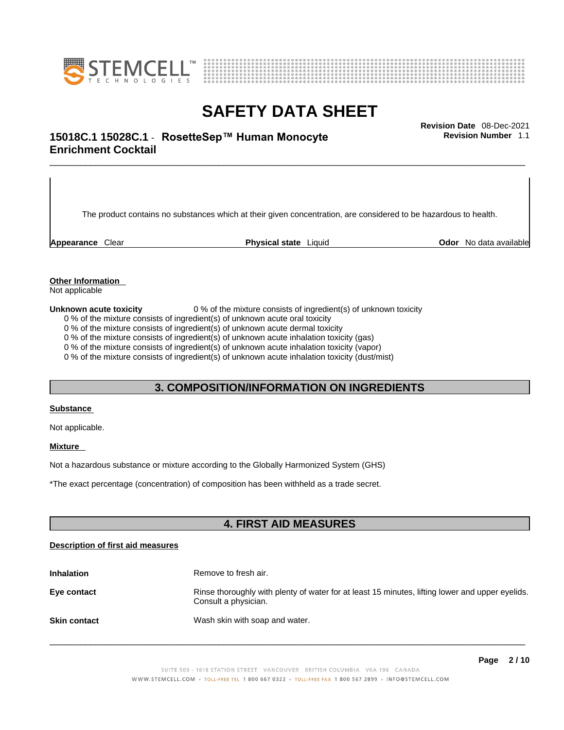The product contains no substances which at their given concentration, are considered to be hazardous to health.

**Appearance** Clear **Physical state** Liquid **Odor** No data available

**Other Information**

Not applicable

**Unknown acute toxicity** 0 % of the mixture consists of ingredient(s) of unknown toxicity

0 % of the mixture consists of ingredient(s) of unknown acute oral toxicity
0 % of the mixture consists of ingredient(s) of unknown acute dermal toxicity
0 % of the mixture consists of ingredient(s) of unknown acute inhalation toxicity (gas)
0 % of the mixture consists of ingredient(s) of unknown acute inhalation toxicity (vapor)
0 % of the mixture consists of ingredient(s) of unknown acute inhalation toxicity (dust/mist)

## 3. COMPOSITION/INFORMATION ON INGREDIENTS

**Substance**

Not applicable.

**Mixture**

Not a hazardous substance or mixture according to the Globally Harmonized System (GHS)

*The exact percentage (concentration) of composition has been withheld as a trade secret.

## 4. FIRST AID MEASURES

**Description of first aid measures**

**Inhalation** Remove to fresh air.

**Eye contact** Rinse thoroughly with plenty of water for at least 15 minutes, lifting lower and upper eyelids. Consult a physician.

**Skin contact** Wash skin with soap and water.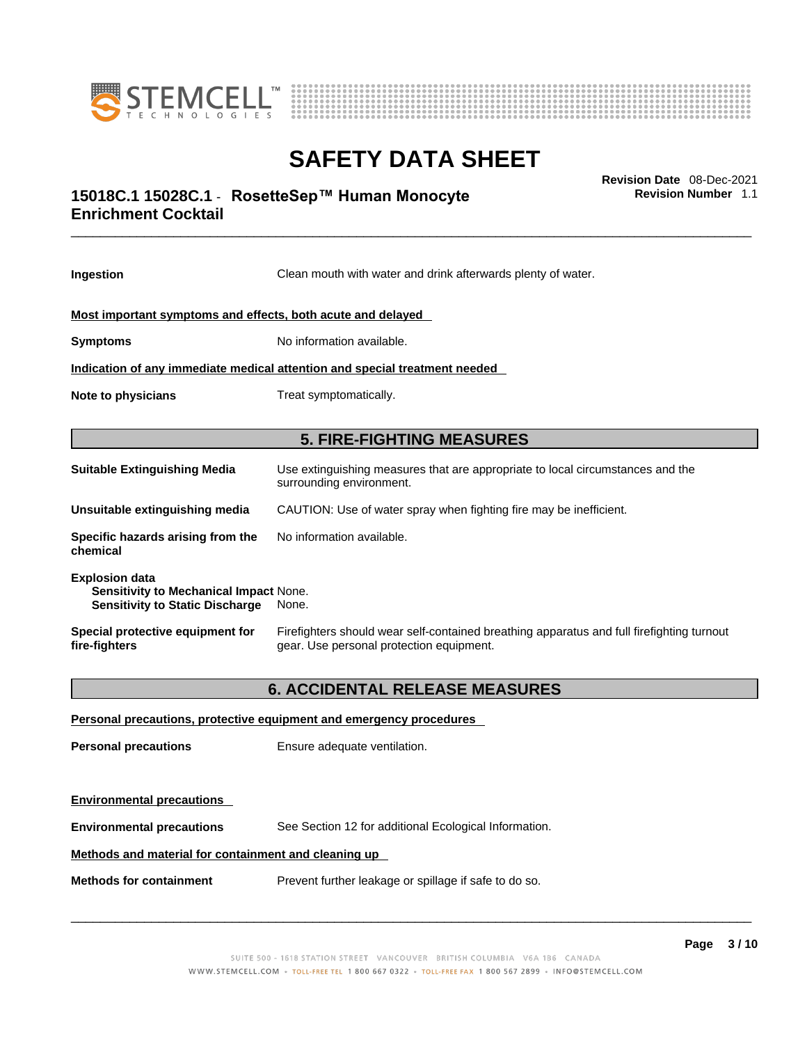**Ingestion** Clean mouth with water and drink afterwards plenty of water.

**Most important symptoms and effects, both acute and delayed**

**Symptoms** No information available.

**Indication of any immediate medical attention and special treatment needed**

**Note to physicians** Treat symptomatically.

## 5. FIRE-FIGHTING MEASURES

**Suitable Extinguishing Media** Use extinguishing measures that are appropriate to local circumstances and the surrounding environment.

**Unsuitable extinguishing media** CAUTION: Use of water spray when fighting fire may be inefficient.

**Specific hazards arising from the chemical** No information available.

**Explosion data**
**Sensitivity to Mechanical Impact** None.
**Sensitivity to Static Discharge** None.

**Special protective equipment for fire-fighters** Firefighters should wear self-contained breathing apparatus and full firefighting turnout gear. Use personal protection equipment.

## 6. ACCIDENTAL RELEASE MEASURES

**Personal precautions, protective equipment and emergency procedures**

**Personal precautions** Ensure adequate ventilation.

**Environmental precautions**

**Environmental precautions** See Section 12 for additional Ecological Information.

**Methods and material for containment and cleaning up**

**Methods for containment** Prevent further leakage or spillage if safe to do so.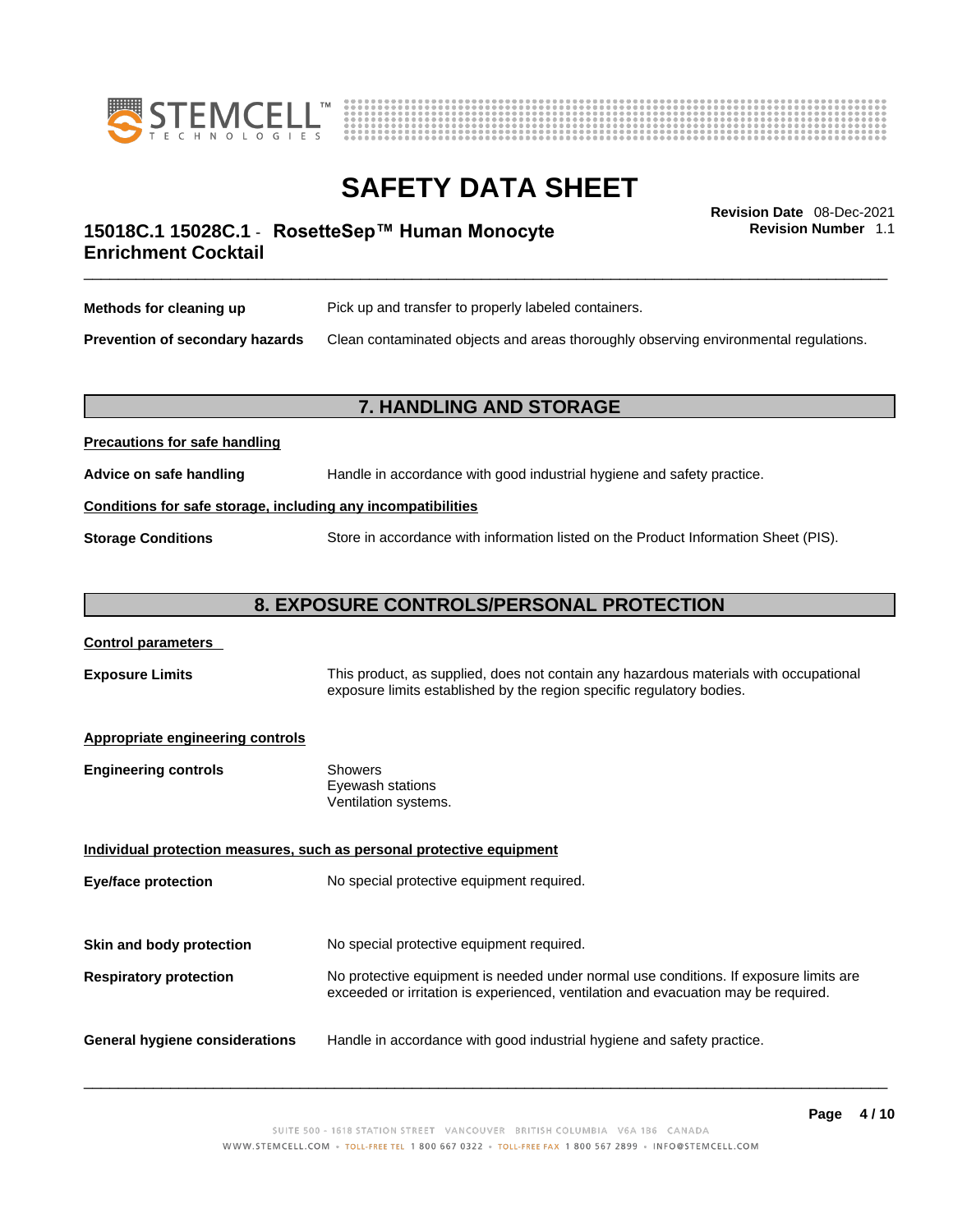**Methods for cleaning up** Pick up and transfer to properly labeled containers.

**Prevention of secondary hazards** Clean contaminated objects and areas thoroughly observing environmental regulations.

## 7. HANDLING AND STORAGE

**Precautions for safe handling**

**Advice on safe handling** Handle in accordance with good industrial hygiene and safety practice.

**Conditions for safe storage, including any incompatibilities**

**Storage Conditions** Store in accordance with information listed on the Product Information Sheet (PIS).

## 8. EXPOSURE CONTROLS/PERSONAL PROTECTION

**Control parameters**

**Exposure Limits** This product, as supplied, does not contain any hazardous materials with occupational exposure limits established by the region specific regulatory bodies.

**Appropriate engineering controls**

**Engineering controls**
Showers
Eyewash stations
Ventilation systems.

**Individual protection measures, such as personal protective equipment**

**Eye/face protection** No special protective equipment required.

**Skin and body protection** No special protective equipment required.

**Respiratory protection** No protective equipment is needed under normal use conditions. If exposure limits are exceeded or irritation is experienced, ventilation and evacuation may be required.

**General hygiene considerations** Handle in accordance with good industrial hygiene and safety practice.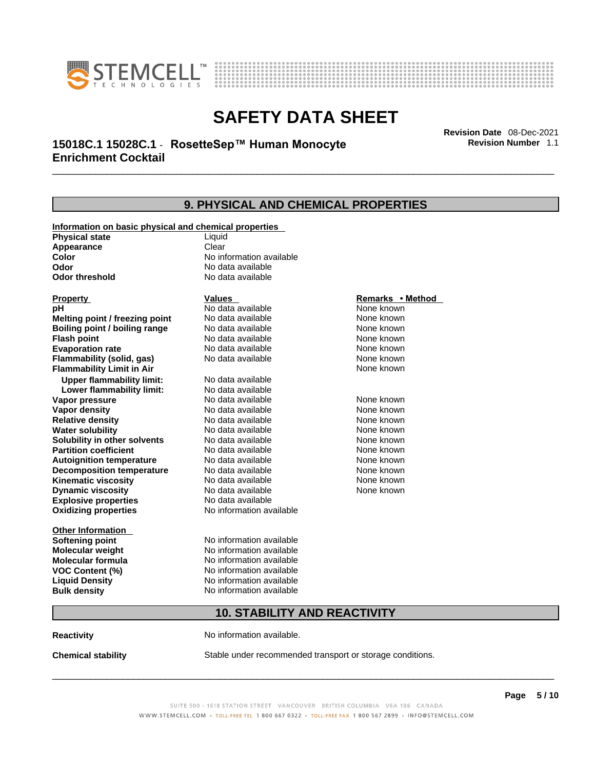## 9. PHYSICAL AND CHEMICAL PROPERTIES

**Information on basic physical and chemical properties**

| | |
|---|---|
| **Physical state** | Liquid |
| **Appearance** | Clear |
| **Color** | No information available |
| **Odor** | No data available |
| **Odor threshold** | No data available |

| Property | Values | Remarks • Method |
|---|---|---|
| **pH** | No data available | None known |
| **Melting point / freezing point** | No data available | None known |
| **Boiling point / boiling range** | No data available | None known |
| **Flash point** | No data available | None known |
| **Evaporation rate** | No data available | None known |
| **Flammability (solid, gas)** | No data available | None known |
| **Flammability Limit in Air** | | None known |
| **Upper flammability limit:** | No data available | |
| **Lower flammability limit:** | No data available | |
| **Vapor pressure** | No data available | None known |
| **Vapor density** | No data available | None known |
| **Relative density** | No data available | None known |
| **Water solubility** | No data available | None known |
| **Solubility in other solvents** | No data available | None known |
| **Partition coefficient** | No data available | None known |
| **Autoignition temperature** | No data available | None known |
| **Decomposition temperature** | No data available | None known |
| **Kinematic viscosity** | No data available | None known |
| **Dynamic viscosity** | No data available | None known |
| **Explosive properties** | No data available | |
| **Oxidizing properties** | No information available | |

**Other Information**

| | |
|---|---|
| **Softening point** | No information available |
| **Molecular weight** | No information available |
| **Molecular formula** | No information available |
| **VOC Content (%)** | No information available |
| **Liquid Density** | No information available |
| **Bulk density** | No information available |

## 10. STABILITY AND REACTIVITY

**Reactivity** No information available.

**Chemical stability** Stable under recommended transport or storage conditions.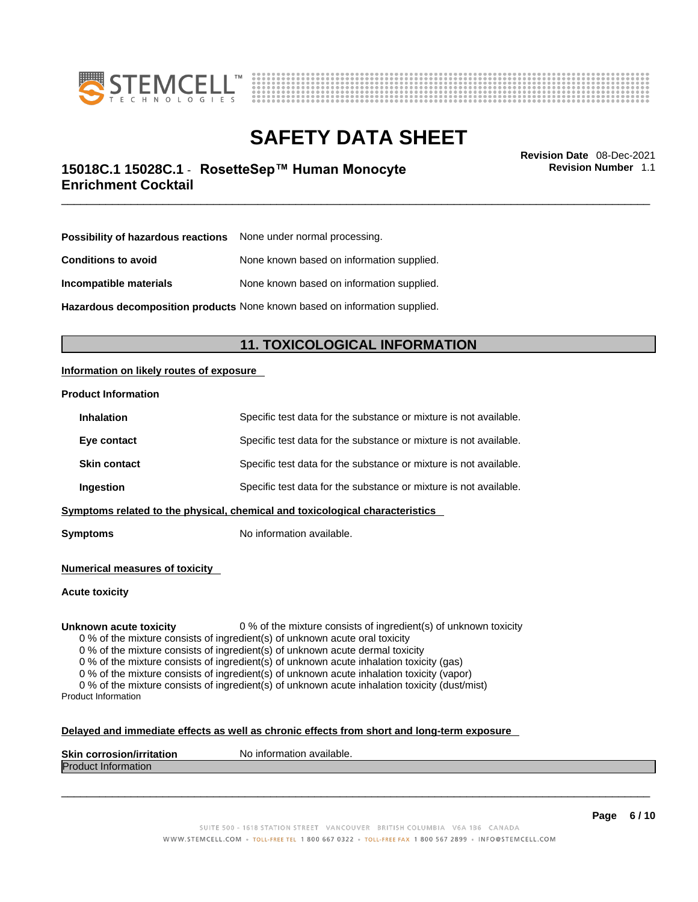| | |
|---|---|
| **Possibility of hazardous reactions** | None under normal processing. |
| **Conditions to avoid** | None known based on information supplied. |
| **Incompatible materials** | None known based on information supplied. |
| **Hazardous decomposition products** | None known based on information supplied. |

## 11. TOXICOLOGICAL INFORMATION

**Information on likely routes of exposure**

**Product Information**

| | |
|---|---|
| **Inhalation** | Specific test data for the substance or mixture is not available. |
| **Eye contact** | Specific test data for the substance or mixture is not available. |
| **Skin contact** | Specific test data for the substance or mixture is not available. |
| **Ingestion** | Specific test data for the substance or mixture is not available. |

**Symptoms related to the physical, chemical and toxicological characteristics**

**Symptoms** No information available.

**Numerical measures of toxicity**

**Acute toxicity**

**Unknown acute toxicity** 0 % of the mixture consists of ingredient(s) of unknown toxicity

0 % of the mixture consists of ingredient(s) of unknown acute oral toxicity
0 % of the mixture consists of ingredient(s) of unknown acute dermal toxicity
0 % of the mixture consists of ingredient(s) of unknown acute inhalation toxicity (gas)
0 % of the mixture consists of ingredient(s) of unknown acute inhalation toxicity (vapor)
0 % of the mixture consists of ingredient(s) of unknown acute inhalation toxicity (dust/mist)

Product Information

**Delayed and immediate effects as well as chronic effects from short and long-term exposure**

**Skin corrosion/irritation** No information available.

Product Information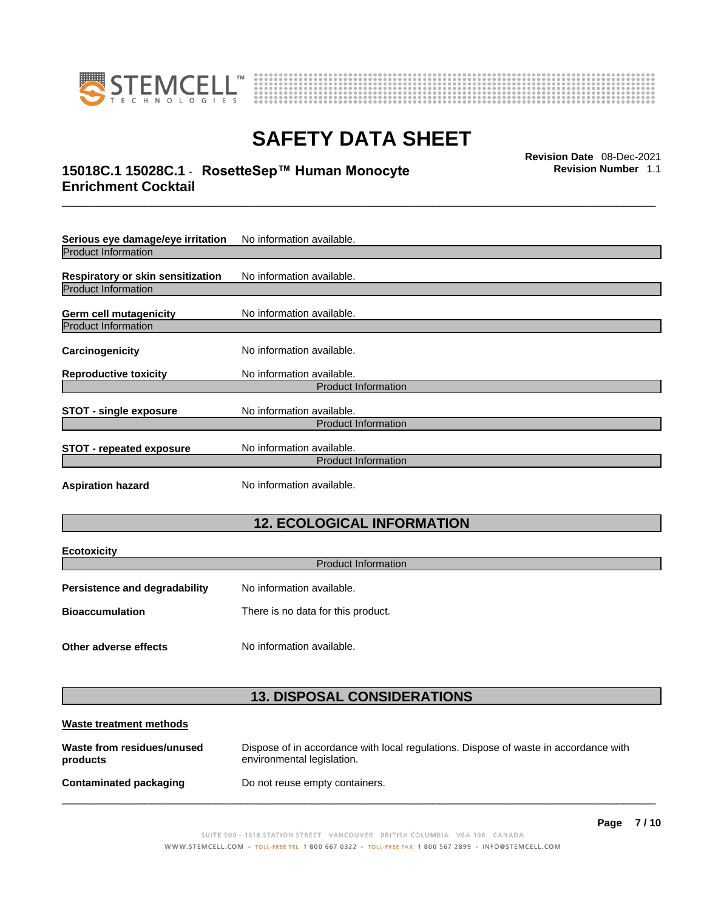**Serious eye damage/eye irritation** No information available.

Product Information

**Respiratory or skin sensitization** No information available.

Product Information

**Germ cell mutagenicity** No information available.

Product Information

**Carcinogenicity** No information available.

**Reproductive toxicity** No information available.

Product Information

**STOT - single exposure** No information available.

Product Information

**STOT - repeated exposure** No information available.

Product Information

**Aspiration hazard** No information available.

## 12. ECOLOGICAL INFORMATION

**Ecotoxicity**

Product Information

**Persistence and degradability** No information available.

**Bioaccumulation** There is no data for this product.

**Other adverse effects** No information available.

## 13. DISPOSAL CONSIDERATIONS

**Waste treatment methods**

**Waste from residues/unused products** Dispose of in accordance with local regulations. Dispose of waste in accordance with environmental legislation.

**Contaminated packaging** Do not reuse empty containers.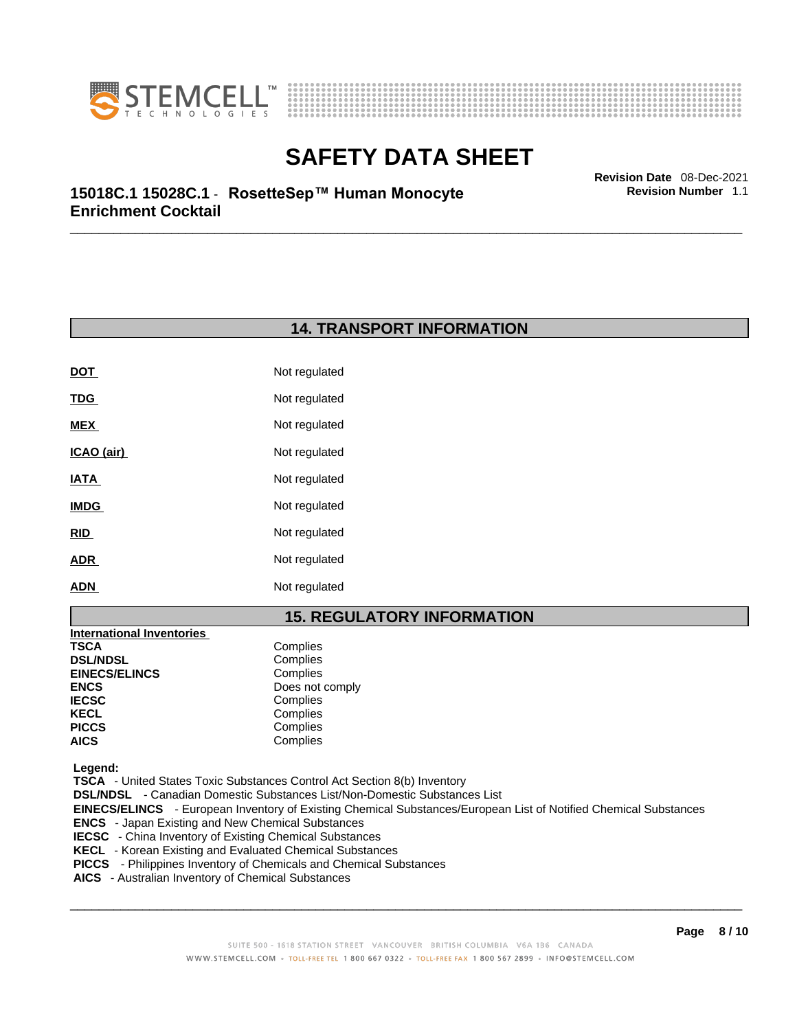## 14. TRANSPORT INFORMATION

| | |
|---|---|
| **DOT** | Not regulated |
| **TDG** | Not regulated |
| **MEX** | Not regulated |
| **ICAO (air)** | Not regulated |
| **IATA** | Not regulated |
| **IMDG** | Not regulated |
| **RID** | Not regulated |
| **ADR** | Not regulated |
| **ADN** | Not regulated |

## 15. REGULATORY INFORMATION

**International Inventories**

| | |
|---|---|
| **TSCA** | Complies |
| **DSL/NDSL** | Complies |
| **EINECS/ELINCS** | Complies |
| **ENCS** | Does not comply |
| **IECSC** | Complies |
| **KECL** | Complies |
| **PICCS** | Complies |
| **AICS** | Complies |

**Legend:**
**TSCA** - United States Toxic Substances Control Act Section 8(b) Inventory
**DSL/NDSL** - Canadian Domestic Substances List/Non-Domestic Substances List
**EINECS/ELINCS** - European Inventory of Existing Chemical Substances/European List of Notified Chemical Substances
**ENCS** - Japan Existing and New Chemical Substances
**IECSC** - China Inventory of Existing Chemical Substances
**KECL** - Korean Existing and Evaluated Chemical Substances
**PICCS** - Philippines Inventory of Chemicals and Chemical Substances
**AICS** - Australian Inventory of Chemical Substances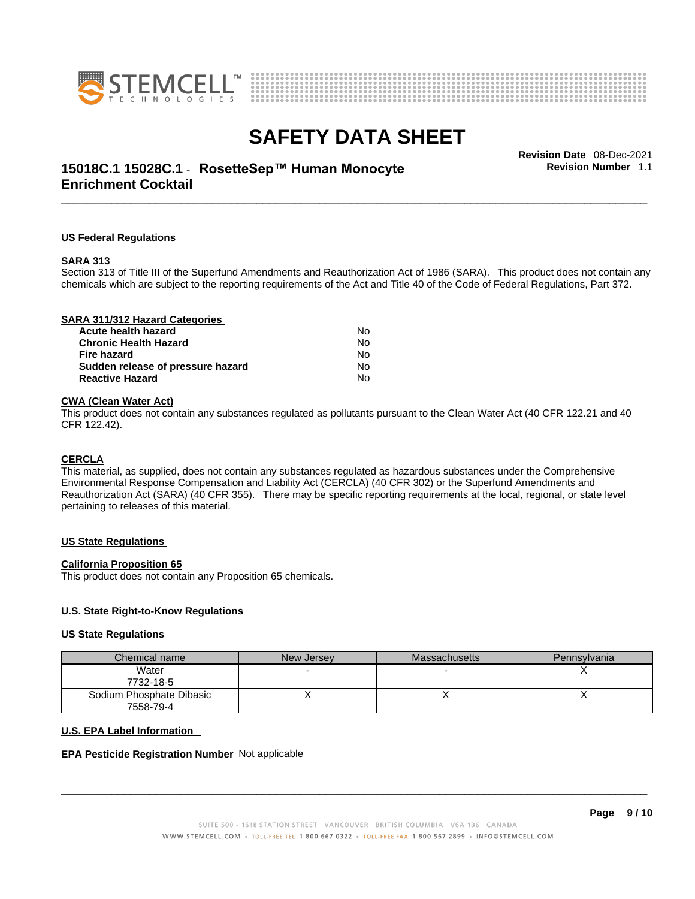## US Federal Regulations

### SARA 313

Section 313 of Title III of the Superfund Amendments and Reauthorization Act of 1986 (SARA). This product does not contain any chemicals which are subject to the reporting requirements of the Act and Title 40 of the Code of Federal Regulations, Part 372.

### SARA 311/312 Hazard Categories

| | |
|---|---|
| **Acute health hazard** | No |
| **Chronic Health Hazard** | No |
| **Fire hazard** | No |
| **Sudden release of pressure hazard** | No |
| **Reactive Hazard** | No |

### CWA (Clean Water Act)

This product does not contain any substances regulated as pollutants pursuant to the Clean Water Act (40 CFR 122.21 and 40 CFR 122.42).

### CERCLA

This material, as supplied, does not contain any substances regulated as hazardous substances under the Comprehensive Environmental Response Compensation and Liability Act (CERCLA) (40 CFR 302) or the Superfund Amendments and Reauthorization Act (SARA) (40 CFR 355). There may be specific reporting requirements at the local, regional, or state level pertaining to releases of this material.

## US State Regulations

### California Proposition 65

This product does not contain any Proposition 65 chemicals.

### U.S. State Right-to-Know Regulations

**US State Regulations**

| Chemical name | New Jersey | Massachusetts | Pennsylvania |
|---|---|---|---|
| Water<br>7732-18-5 | - | - | X |
| Sodium Phosphate Dibasic<br>7558-79-4 | X | X | X |

### U.S. EPA Label Information

**EPA Pesticide Registration Number** Not applicable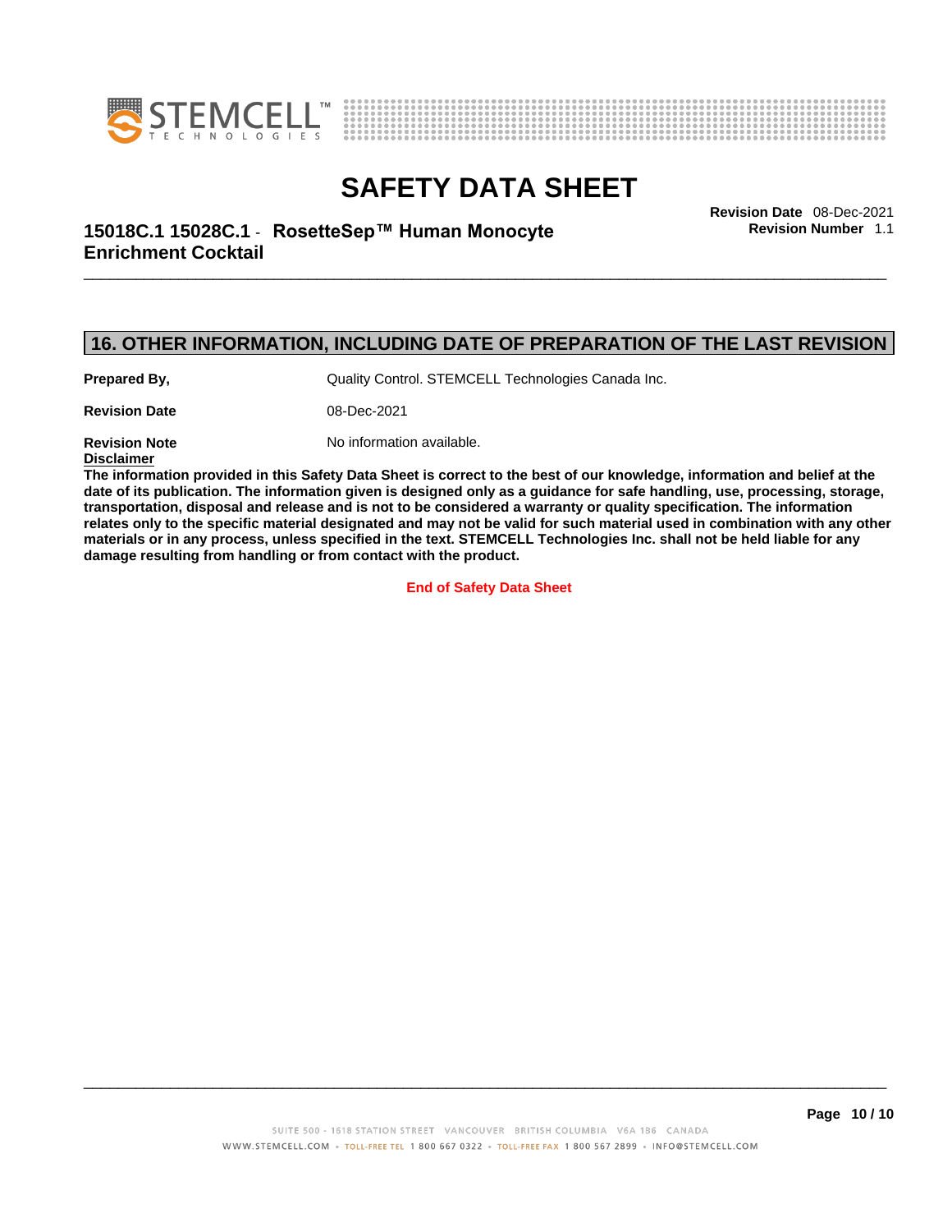## 16. OTHER INFORMATION, INCLUDING DATE OF PREPARATION OF THE LAST REVISION

**Prepared By,** Quality Control. STEMCELL Technologies Canada Inc.

**Revision Date** 08-Dec-2021

**Revision Note** No information available.

**Disclaimer**

**The information provided in this Safety Data Sheet is correct to the best of our knowledge, information and belief at the date of its publication. The information given is designed only as a guidance for safe handling, use, processing, storage, transportation, disposal and release and is not to be considered a warranty or quality specification. The information relates only to the specific material designated and may not be valid for such material used in combination with any other materials or in any process, unless specified in the text. STEMCELL Technologies Inc. shall not be held liable for any damage resulting from handling or from contact with the product.**

**End of Safety Data Sheet**